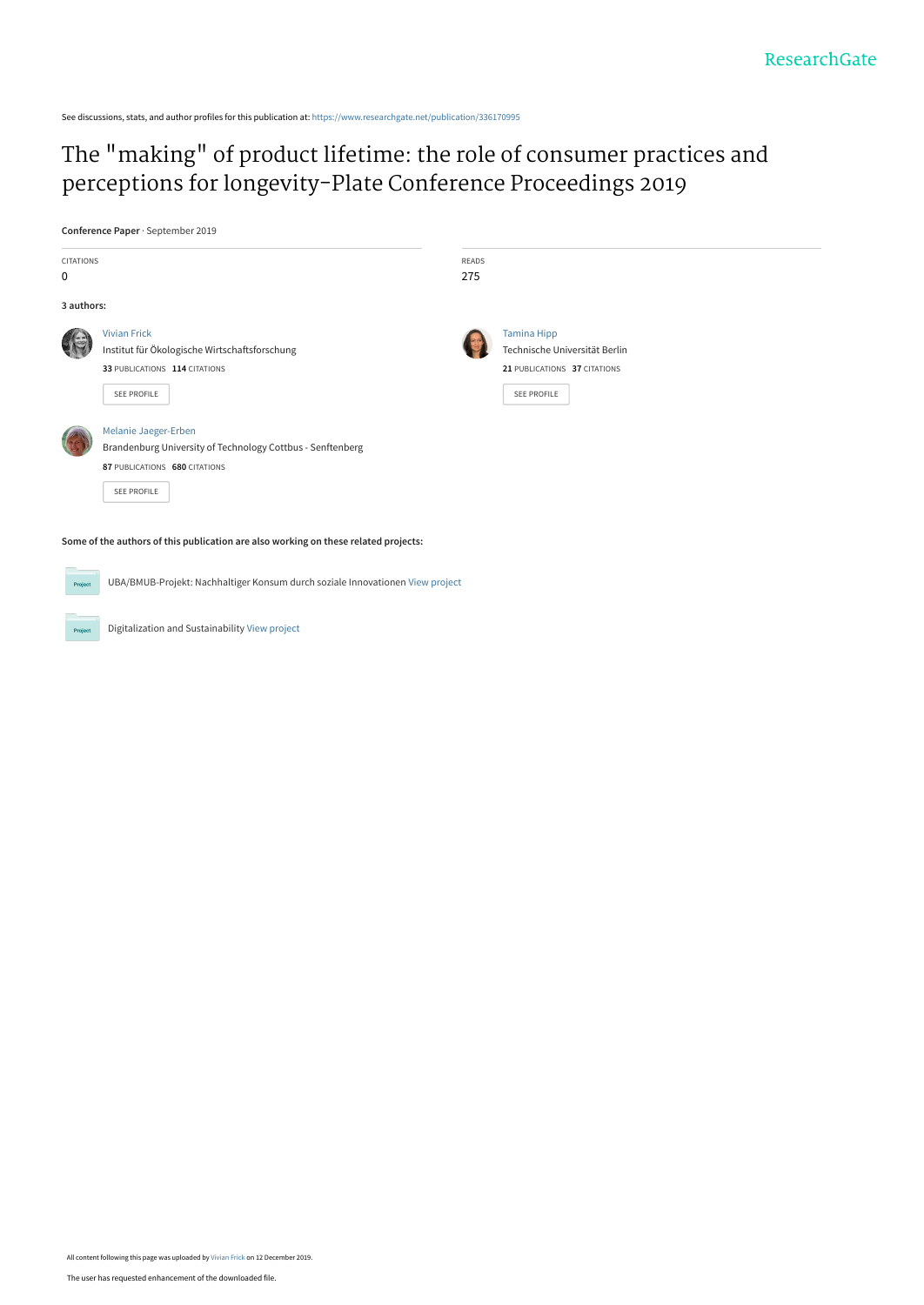ResearchGate

See discussions, stats, and author profiles for this publication at: https://www.researchgate.net/publication/336170995

# The "making" of product lifetime: the role of consumer practices and perceptions for longevity-Plate Conference Proceedings 2019

**Conference Paper** · September 2019

| CITATIONS | READS |
|---|---|
| 0 | 275 |

**3 authors:**

**Vivian Frick**
Institut für Ökologische Wirtschaftsforschung
**33** PUBLICATIONS **114** CITATIONS
SEE PROFILE

**Tamina Hipp**
Technische Universität Berlin
**21** PUBLICATIONS **37** CITATIONS
SEE PROFILE

**Melanie Jaeger-Erben**
Brandenburg University of Technology Cottbus - Senftenberg
**87** PUBLICATIONS **680** CITATIONS
SEE PROFILE

**Some of the authors of this publication are also working on these related projects:**

Project: UBA/BMUB-Projekt: Nachhaltiger Konsum durch soziale Innovationen View project

Project: Digitalization and Sustainability View project

All content following this page was uploaded by Vivian Frick on 12 December 2019.

The user has requested enhancement of the downloaded file.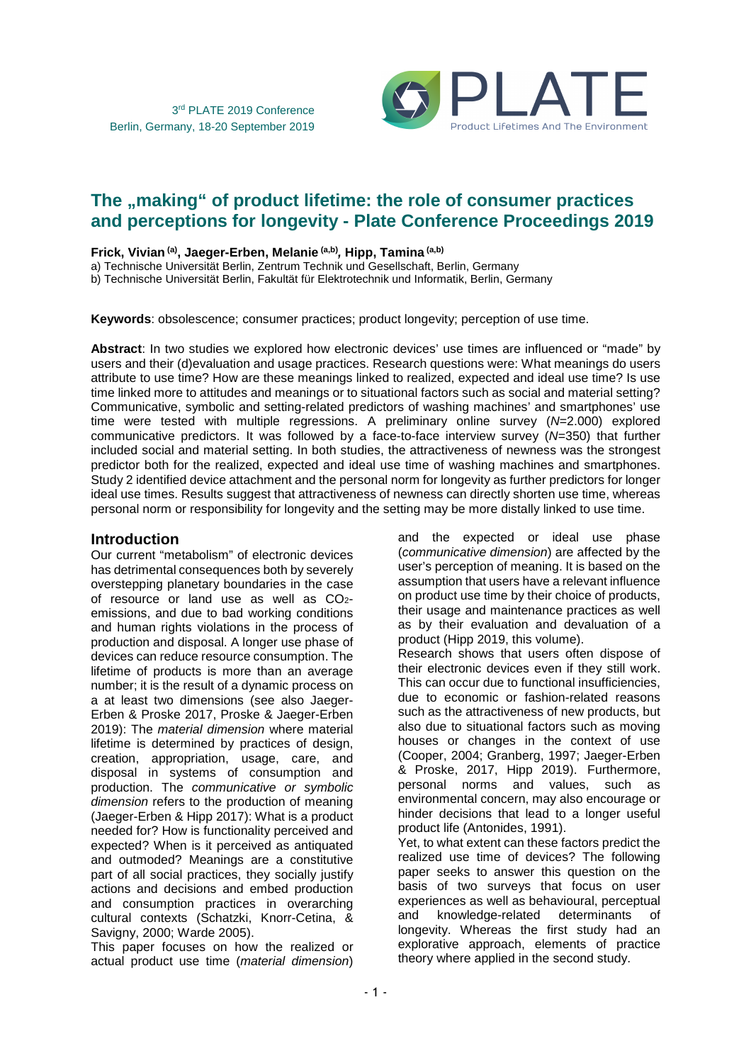# The „making" of product lifetime: the role of consumer practices and perceptions for longevity - Plate Conference Proceedings 2019

**Frick, Vivian** [(a)], **Jaeger-Erben, Melanie** [(a,b)], **Hipp, Tamina** [(a,b)]

a) Technische Universität Berlin, Zentrum Technik und Gesellschaft, Berlin, Germany
b) Technische Universität Berlin, Fakultät für Elektrotechnik und Informatik, Berlin, Germany

**Keywords**: obsolescence; consumer practices; product longevity; perception of use time.

**Abstract**: In two studies we explored how electronic devices' use times are influenced or "made" by users and their (d)evaluation and usage practices. Research questions were: What meanings do users attribute to use time? How are these meanings linked to realized, expected and ideal use time? Is use time linked more to attitudes and meanings or to situational factors such as social and material setting? Communicative, symbolic and setting-related predictors of washing machines' and smartphones' use time were tested with multiple regressions. A preliminary online survey ($N$=2.000) explored communicative predictors. It was followed by a face-to-face interview survey ($N$=350) that further included social and material setting. In both studies, the attractiveness of newness was the strongest predictor both for the realized, expected and ideal use time of washing machines and smartphones. Study 2 identified device attachment and the personal norm for longevity as further predictors for longer ideal use times. Results suggest that attractiveness of newness can directly shorten use time, whereas personal norm or responsibility for longevity and the setting may be more distally linked to use time.

## Introduction

Our current "metabolism" of electronic devices has detrimental consequences both by severely overstepping planetary boundaries in the case of resource or land use as well as $CO_2$-emissions, and due to bad working conditions and human rights violations in the process of production and disposal. A longer use phase of devices can reduce resource consumption. The lifetime of products is more than an average number; it is the result of a dynamic process on a at least two dimensions (see also Jaeger-Erben & Proske 2017, Proske & Jaeger-Erben 2019): The *material dimension* where material lifetime is determined by practices of design, creation, appropriation, usage, care, and disposal in systems of consumption and production. The *communicative or symbolic dimension* refers to the production of meaning (Jaeger-Erben & Hipp 2017): What is a product needed for? How is functionality perceived and expected? When is it perceived as antiquated and outmoded? Meanings are a constitutive part of all social practices, they socially justify actions and decisions and embed production and consumption practices in overarching cultural contexts (Schatzki, Knorr-Cetina, & Savigny, 2000; Warde 2005).

This paper focuses on how the realized or actual product use time (*material dimension*) and the expected or ideal use phase (*communicative dimension*) are affected by the user's perception of meaning. It is based on the assumption that users have a relevant influence on product use time by their choice of products, their usage and maintenance practices as well as by their evaluation and devaluation of a product (Hipp 2019, this volume).

Research shows that users often dispose of their electronic devices even if they still work. This can occur due to functional insufficiencies, due to economic or fashion-related reasons such as the attractiveness of new products, but also due to situational factors such as moving houses or changes in the context of use (Cooper, 2004; Granberg, 1997; Jaeger-Erben & Proske, 2017, Hipp 2019). Furthermore, personal norms and values, such as environmental concern, may also encourage or hinder decisions that lead to a longer useful product life (Antonides, 1991).

Yet, to what extent can these factors predict the realized use time of devices? The following paper seeks to answer this question on the basis of two surveys that focus on user experiences as well as behavioural, perceptual and knowledge-related determinants of longevity. Whereas the first study had an explorative approach, elements of practice theory where applied in the second study.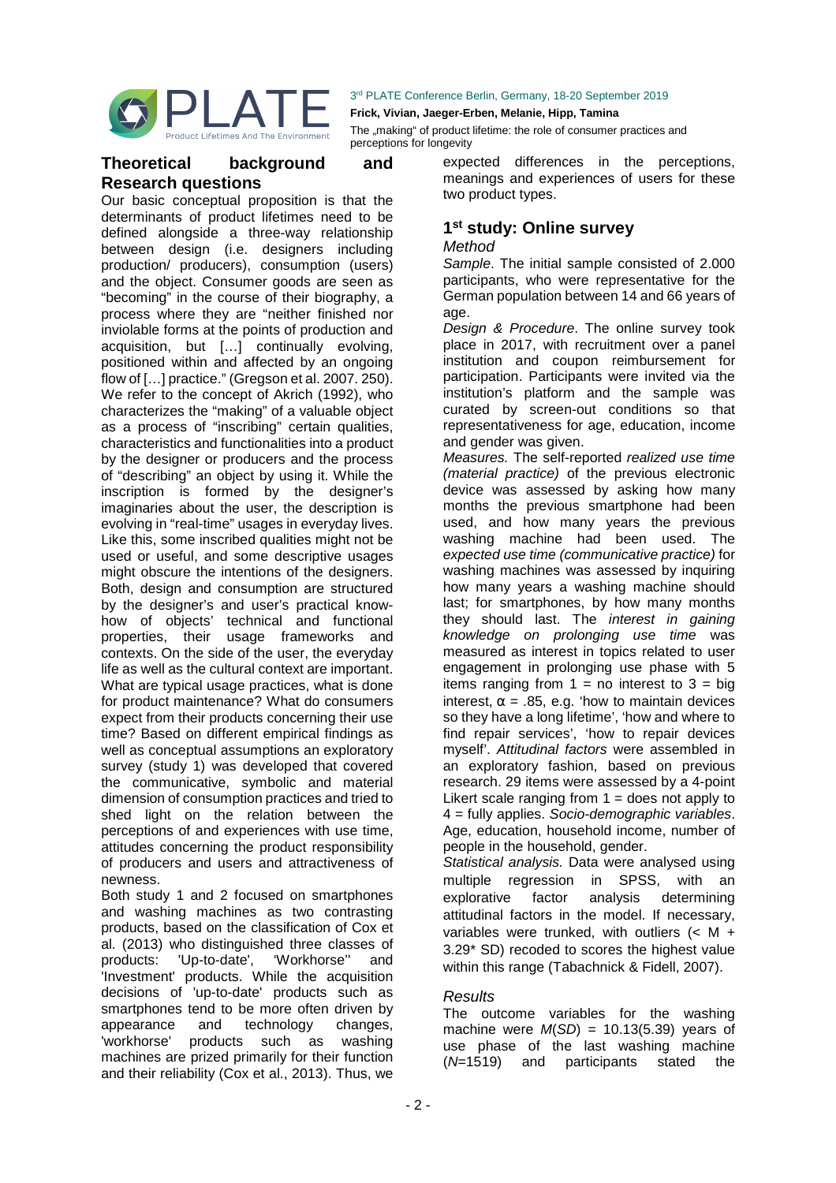## Theoretical background and Research questions

Our basic conceptual proposition is that the determinants of product lifetimes need to be defined alongside a three-way relationship between design (i.e. designers including production/ producers), consumption (users) and the object. Consumer goods are seen as "becoming" in the course of their biography, a process where they are "neither finished nor inviolable forms at the points of production and acquisition, but […] continually evolving, positioned within and affected by an ongoing flow of […] practice." (Gregson et al. 2007. 250). We refer to the concept of Akrich (1992), who characterizes the "making" of a valuable object as a process of "inscribing" certain qualities, characteristics and functionalities into a product by the designer or producers and the process of "describing" an object by using it. While the inscription is formed by the designer's imaginaries about the user, the description is evolving in "real-time" usages in everyday lives. Like this, some inscribed qualities might not be used or useful, and some descriptive usages might obscure the intentions of the designers. Both, design and consumption are structured by the designer's and user's practical know-how of objects' technical and functional properties, their usage frameworks and contexts. On the side of the user, the everyday life as well as the cultural context are important. What are typical usage practices, what is done for product maintenance? What do consumers expect from their products concerning their use time? Based on different empirical findings as well as conceptual assumptions an exploratory survey (study 1) was developed that covered the communicative, symbolic and material dimension of consumption practices and tried to shed light on the relation between the perceptions of and experiences with use time, attitudes concerning the product responsibility of producers and users and attractiveness of newness.

Both study 1 and 2 focused on smartphones and washing machines as two contrasting products, based on the classification of Cox et al. (2013) who distinguished three classes of products: 'Up-to-date', 'Workhorse'' and 'Investment' products. While the acquisition decisions of 'up-to-date' products such as smartphones tend to be more often driven by appearance and technology changes, 'workhorse' products such as washing machines are prized primarily for their function and their reliability (Cox et al., 2013). Thus, we expected differences in the perceptions, meanings and experiences of users for these two product types.

## 1st study: Online survey

### *Method*

*Sample*. The initial sample consisted of 2.000 participants, who were representative for the German population between 14 and 66 years of age.

*Design & Procedure*. The online survey took place in 2017, with recruitment over a panel institution and coupon reimbursement for participation. Participants were invited via the institution's platform and the sample was curated by screen-out conditions so that representativeness for age, education, income and gender was given.

*Measures.* The self-reported *realized use time (material practice)* of the previous electronic device was assessed by asking how many months the previous smartphone had been used, and how many years the previous washing machine had been used. The *expected use time (communicative practice)* for washing machines was assessed by inquiring how many years a washing machine should last; for smartphones, by how many months they should last. The *interest in gaining knowledge on prolonging use time* was measured as interest in topics related to user engagement in prolonging use phase with 5 items ranging from 1 = no interest to 3 = big interest, $\alpha = .85$, e.g. 'how to maintain devices so they have a long lifetime', 'how and where to find repair services', 'how to repair devices myself'. *Attitudinal factors* were assembled in an exploratory fashion, based on previous research. 29 items were assessed by a 4-point Likert scale ranging from 1 = does not apply to 4 = fully applies. *Socio-demographic variables*. Age, education, household income, number of people in the household, gender.

*Statistical analysis.* Data were analysed using multiple regression in SPSS, with an explorative factor analysis determining attitudinal factors in the model. If necessary, variables were trunked, with outliers ($< M + 3.29 * SD$) recoded to scores the highest value within this range (Tabachnick & Fidell, 2007).

### *Results*

The outcome variables for the washing machine were $M(SD) = 10.13(5.39)$ years of use phase of the last washing machine ($N$=1519) and participants stated the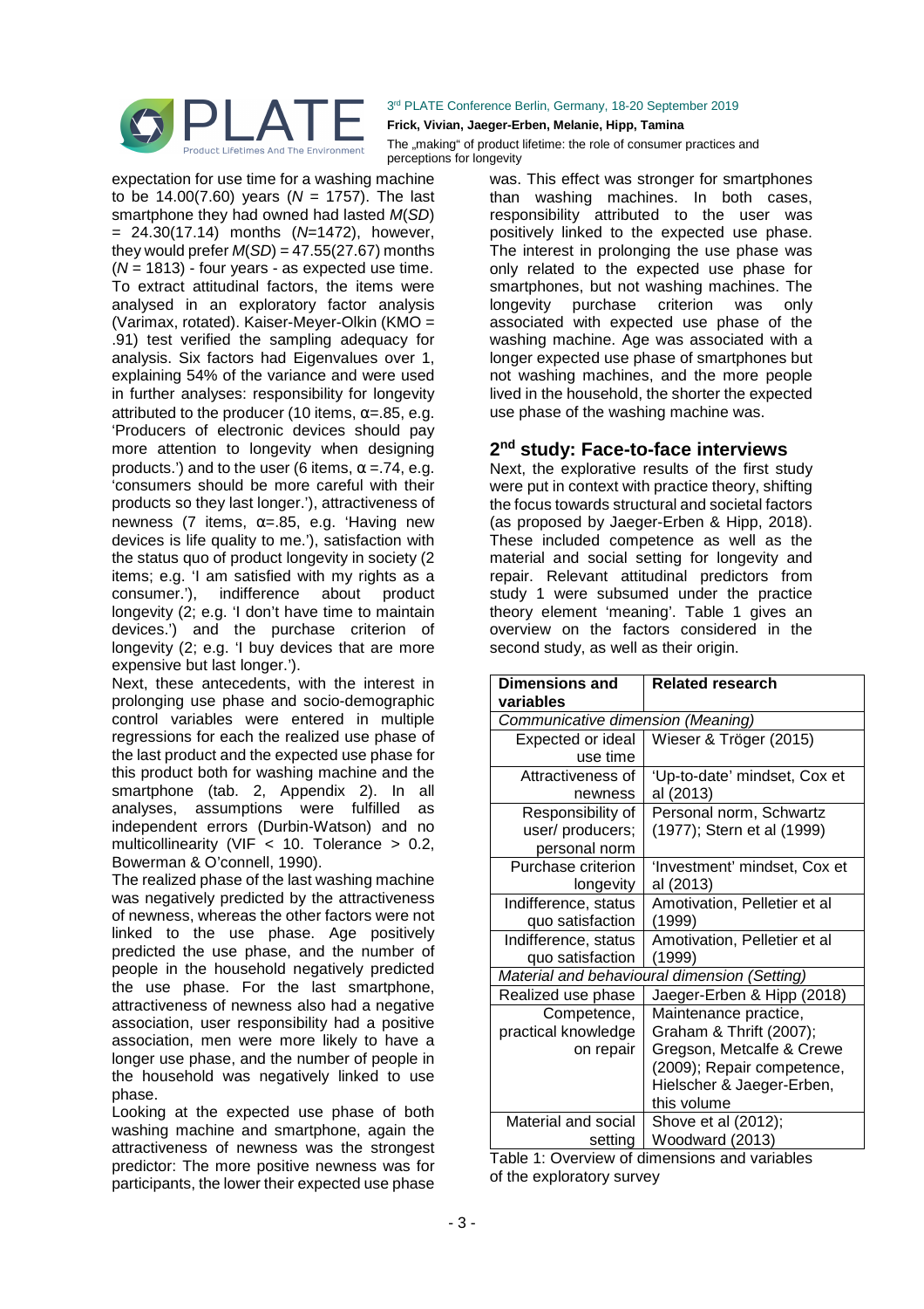expectation for use time for a washing machine to be 14.00(7.60) years ($N$ = 1757). The last smartphone they had owned had lasted $M(SD)$ = 24.30(17.14) months ($N$=1472), however, they would prefer $M(SD)$ = 47.55(27.67) months ($N$ = 1813) - four years - as expected use time. To extract attitudinal factors, the items were analysed in an exploratory factor analysis (Varimax, rotated). Kaiser-Meyer-Olkin (KMO = .91) test verified the sampling adequacy for analysis. Six factors had Eigenvalues over 1, explaining 54% of the variance and were used in further analyses: responsibility for longevity attributed to the producer (10 items, $\alpha$=.85, e.g. 'Producers of electronic devices should pay more attention to longevity when designing products.') and to the user (6 items, $\alpha$ =.74, e.g. 'consumers should be more careful with their products so they last longer.'), attractiveness of newness (7 items, $\alpha$=.85, e.g. 'Having new devices is life quality to me.'), satisfaction with the status quo of product longevity in society (2 items; e.g. 'I am satisfied with my rights as a consumer.'), indifference about product longevity (2; e.g. 'I don't have time to maintain devices.') and the purchase criterion of longevity (2; e.g. 'I buy devices that are more expensive but last longer.').

Next, these antecedents, with the interest in prolonging use phase and socio-demographic control variables were entered in multiple regressions for each the realized use phase of the last product and the expected use phase for this product both for washing machine and the smartphone (tab. 2, Appendix 2). In all analyses, assumptions were fulfilled as independent errors (Durbin-Watson) and no multicollinearity (VIF < 10. Tolerance > 0.2, Bowerman & O'connell, 1990).

The realized phase of the last washing machine was negatively predicted by the attractiveness of newness, whereas the other factors were not linked to the use phase. Age positively predicted the use phase, and the number of people in the household negatively predicted the use phase. For the last smartphone, attractiveness of newness also had a negative association, user responsibility had a positive association, men were more likely to have a longer use phase, and the number of people in the household was negatively linked to use phase.

Looking at the expected use phase of both washing machine and smartphone, again the attractiveness of newness was the strongest predictor: The more positive newness was for participants, the lower their expected use phase was. This effect was stronger for smartphones than washing machines. In both cases, responsibility attributed to the user was positively linked to the expected use phase. The interest in prolonging the use phase was only related to the expected use phase for smartphones, but not washing machines. The longevity purchase criterion was only associated with expected use phase of the washing machine. Age was associated with a longer expected use phase of smartphones but not washing machines, and the more people lived in the household, the shorter the expected use phase of the washing machine was.

## 2nd study: Face-to-face interviews

Next, the explorative results of the first study were put in context with practice theory, shifting the focus towards structural and societal factors (as proposed by Jaeger-Erben & Hipp, 2018). These included competence as well as the material and social setting for longevity and repair. Relevant attitudinal predictors from study 1 were subsumed under the practice theory element 'meaning'. Table 1 gives an overview on the factors considered in the second study, as well as their origin.

| Dimensions and variables | Related research |
|---|---|
| *Communicative dimension (Meaning)* | |
| Expected or ideal use time | Wieser & Tröger (2015) |
| Attractiveness of newness | 'Up-to-date' mindset, Cox et al (2013) |
| Responsibility of user/ producers; personal norm | Personal norm, Schwartz (1977); Stern et al (1999) |
| Purchase criterion longevity | 'Investment' mindset, Cox et al (2013) |
| Indifference, status quo satisfaction | Amotivation, Pelletier et al (1999) |
| Indifference, status quo satisfaction | Amotivation, Pelletier et al (1999) |
| *Material and behavioural dimension (Setting)* | |
| Realized use phase | Jaeger-Erben & Hipp (2018) |
| Competence, practical knowledge on repair | Maintenance practice, Graham & Thrift (2007); Gregson, Metcalfe & Crewe (2009); Repair competence, Hielscher & Jaeger-Erben, this volume |
| Material and social setting | Shove et al (2012); Woodward (2013) |

Table 1: Overview of dimensions and variables of the exploratory survey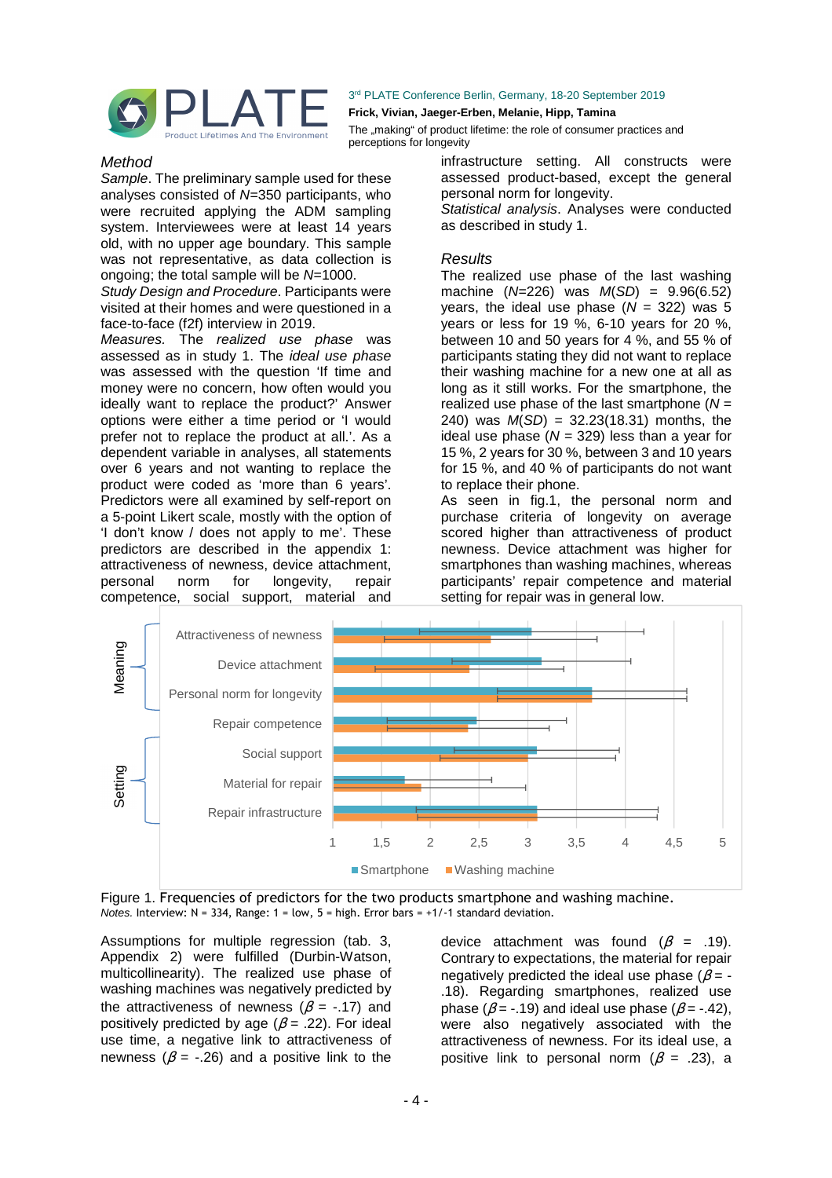## Method

*Sample*. The preliminary sample used for these analyses consisted of $N$=350 participants, who were recruited applying the ADM sampling system. Interviewees were at least 14 years old, with no upper age boundary. This sample was not representative, as data collection is ongoing; the total sample will be $N$=1000.

*Study Design and Procedure*. Participants were visited at their homes and were questioned in a face-to-face (f2f) interview in 2019.

*Measures.* The *realized use phase* was assessed as in study 1. The *ideal use phase* was assessed with the question 'If time and money were no concern, how often would you ideally want to replace the product?' Answer options were either a time period or 'I would prefer not to replace the product at all.'. As a dependent variable in analyses, all statements over 6 years and not wanting to replace the product were coded as 'more than 6 years'. Predictors were all examined by self-report on a 5-point Likert scale, mostly with the option of 'I don't know / does not apply to me'. These predictors are described in the appendix 1: attractiveness of newness, device attachment, personal norm for longevity, repair competence, social support, material and infrastructure setting. All constructs were assessed product-based, except the general personal norm for longevity.

*Statistical analysis*. Analyses were conducted as described in study 1.

## Results

The realized use phase of the last washing machine ($N$=226) was $M$($SD$) = 9.96(6.52) years, the ideal use phase ($N$ = 322) was 5 years or less for 19 %, 6-10 years for 20 %, between 10 and 50 years for 4 %, and 55 % of participants stating they did not want to replace their washing machine for a new one at all as long as it still works. For the smartphone, the realized use phase of the last smartphone ($N$ = 240) was $M$($SD$) = 32.23(18.31) months, the ideal use phase ($N$ = 329) less than a year for 15 %, 2 years for 30 %, between 3 and 10 years for 15 %, and 40 % of participants do not want to replace their phone.

As seen in fig.1, the personal norm and purchase criteria of longevity on average scored higher than attractiveness of product newness. Device attachment was higher for smartphones than washing machines, whereas participants' repair competence and material setting for repair was in general low.

Figure 1. Frequencies of predictors for the two products smartphone and washing machine.
*Notes.* Interview: N = 334, Range: 1 = low, 5 = high. Error bars = +1/-1 standard deviation.

Assumptions for multiple regression (tab. 3, Appendix 2) were fulfilled (Durbin-Watson, multicollinearity). The realized use phase of washing machines was negatively predicted by the attractiveness of newness ($\beta$ = -.17) and positively predicted by age ($\beta$ = .22). For ideal use time, a negative link to attractiveness of newness ($\beta$ = -.26) and a positive link to the device attachment was found ($\beta$ = .19). Contrary to expectations, the material for repair negatively predicted the ideal use phase ($\beta$ = -.18). Regarding smartphones, realized use phase ($\beta$ = -.19) and ideal use phase ($\beta$ = -.42), were also negatively associated with the attractiveness of newness. For its ideal use, a positive link to personal norm ($\beta$ = .23), a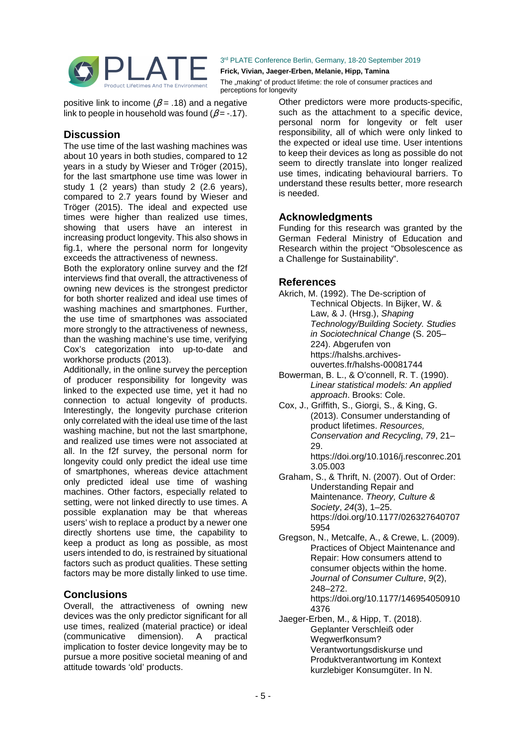positive link to income ($\beta = .18$) and a negative link to people in household was found ($\beta = -.17$).

## Discussion

The use time of the last washing machines was about 10 years in both studies, compared to 12 years in a study by Wieser and Tröger (2015), for the last smartphone use time was lower in study 1 (2 years) than study 2 (2.6 years), compared to 2.7 years found by Wieser and Tröger (2015). The ideal and expected use times were higher than realized use times, showing that users have an interest in increasing product longevity. This also shows in fig.1, where the personal norm for longevity exceeds the attractiveness of newness.

Both the exploratory online survey and the f2f interviews find that overall, the attractiveness of owning new devices is the strongest predictor for both shorter realized and ideal use times of washing machines and smartphones. Further, the use time of smartphones was associated more strongly to the attractiveness of newness, than the washing machine's use time, verifying Cox's categorization into up-to-date and workhorse products (2013).

Additionally, in the online survey the perception of producer responsibility for longevity was linked to the expected use time, yet it had no connection to actual longevity of products. Interestingly, the longevity purchase criterion only correlated with the ideal use time of the last washing machine, but not the last smartphone, and realized use times were not associated at all. In the f2f survey, the personal norm for longevity could only predict the ideal use time of smartphones, whereas device attachment only predicted ideal use time of washing machines. Other factors, especially related to setting, were not linked directly to use times. A possible explanation may be that whereas users' wish to replace a product by a newer one directly shortens use time, the capability to keep a product as long as possible, as most users intended to do, is restrained by situational factors such as product qualities. These setting factors may be more distally linked to use time.

## Conclusions

Overall, the attractiveness of owning new devices was the only predictor significant for all use times, realized (material practice) or ideal (communicative dimension). A practical implication to foster device longevity may be to pursue a more positive societal meaning of and attitude towards 'old' products.

Other predictors were more products-specific, such as the attachment to a specific device, personal norm for longevity or felt user responsibility, all of which were only linked to the expected or ideal use time. User intentions to keep their devices as long as possible do not seem to directly translate into longer realized use times, indicating behavioural barriers. To understand these results better, more research is needed.

## Acknowledgments

Funding for this research was granted by the German Federal Ministry of Education and Research within the project "Obsolescence as a Challenge for Sustainability".

## References

Akrich, M. (1992). The De-scription of Technical Objects. In Bijker, W. & Law, & J. (Hrsg.), *Shaping Technology/Building Society. Studies in Sociotechnical Change* (S. 205–224). Abgerufen von https://halshs.archives-ouvertes.fr/halshs-00081744

Bowerman, B. L., & O'connell, R. T. (1990). *Linear statistical models: An applied approach*. Brooks: Cole.

Cox, J., Griffith, S., Giorgi, S., & King, G. (2013). Consumer understanding of product lifetimes. *Resources, Conservation and Recycling*, *79*, 21–29. https://doi.org/10.1016/j.resconrec.2013.05.003

Graham, S., & Thrift, N. (2007). Out of Order: Understanding Repair and Maintenance. *Theory, Culture & Society*, *24*(3), 1–25. https://doi.org/10.1177/0263276407075954

Gregson, N., Metcalfe, A., & Crewe, L. (2009). Practices of Object Maintenance and Repair: How consumers attend to consumer objects within the home. *Journal of Consumer Culture*, *9*(2), 248–272. https://doi.org/10.1177/1469540509104376

Jaeger-Erben, M., & Hipp, T. (2018). Geplanter Verschleiß oder Wegwerfkonsum? Verantwortungsdiskurse und Produktverantwortung im Kontext kurzlebiger Konsumgüter. In N.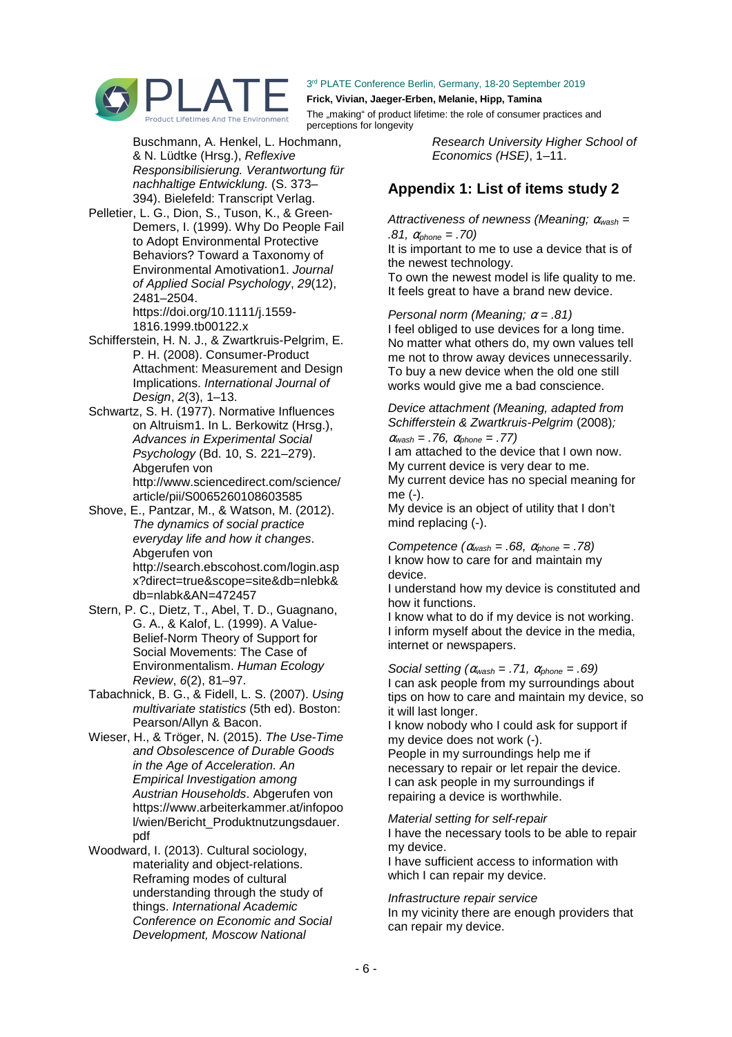Buschmann, A. Henkel, L. Hochmann, & N. Lüdtke (Hrsg.), *Reflexive Responsibilisierung. Verantwortung für nachhaltige Entwicklung.* (S. 373–394). Bielefeld: Transcript Verlag.

Pelletier, L. G., Dion, S., Tuson, K., & Green-Demers, I. (1999). Why Do People Fail to Adopt Environmental Protective Behaviors? Toward a Taxonomy of Environmental Amotivation1. *Journal of Applied Social Psychology*, *29*(12), 2481–2504. https://doi.org/10.1111/j.1559-1816.1999.tb00122.x

Schifferstein, H. N. J., & Zwartkruis-Pelgrim, E. P. H. (2008). Consumer-Product Attachment: Measurement and Design Implications. *International Journal of Design*, *2*(3), 1–13.

Schwartz, S. H. (1977). Normative Influences on Altruism1. In L. Berkowitz (Hrsg.), *Advances in Experimental Social Psychology* (Bd. 10, S. 221–279). Abgerufen von http://www.sciencedirect.com/science/article/pii/S0065260108603585

Shove, E., Pantzar, M., & Watson, M. (2012). *The dynamics of social practice everyday life and how it changes*. Abgerufen von http://search.ebscohost.com/login.aspx?direct=true&scope=site&db=nlebk&db=nlabk&AN=472457

Stern, P. C., Dietz, T., Abel, T. D., Guagnano, G. A., & Kalof, L. (1999). A Value-Belief-Norm Theory of Support for Social Movements: The Case of Environmentalism. *Human Ecology Review*, *6*(2), 81–97.

Tabachnick, B. G., & Fidell, L. S. (2007). *Using multivariate statistics* (5th ed). Boston: Pearson/Allyn & Bacon.

Wieser, H., & Tröger, N. (2015). *The Use-Time and Obsolescence of Durable Goods in the Age of Acceleration. An Empirical Investigation among Austrian Households*. Abgerufen von https://www.arbeiterkammer.at/infopool/wien/Bericht_Produktnutzungsdauer.pdf

Woodward, I. (2013). Cultural sociology, materiality and object-relations. Reframing modes of cultural understanding through the study of things. *International Academic Conference on Economic and Social Development, Moscow National Research University Higher School of Economics (HSE)*, 1–11.

## Appendix 1: List of items study 2

*Attractiveness of newness (Meaning; $\alpha_{wash} = .81$, $\alpha_{phone} = .70$)*

It is important to me to use a device that is of the newest technology.
To own the newest model is life quality to me.
It feels great to have a brand new device.

*Personal norm (Meaning; $\alpha = .81$)*

I feel obliged to use devices for a long time.
No matter what others do, my own values tell me not to throw away devices unnecessarily.
To buy a new device when the old one still works would give me a bad conscience.

*Device attachment (Meaning, adapted from Schifferstein & Zwartkruis-Pelgrim* (2008)*; $\alpha_{wash} = .76$, $\alpha_{phone} = .77$)*

I am attached to the device that I own now.
My current device is very dear to me.
My current device has no special meaning for me (-).
My device is an object of utility that I don't mind replacing (-).

*Competence ($\alpha_{wash} = .68$, $\alpha_{phone} = .78$)*

I know how to care for and maintain my device.
I understand how my device is constituted and how it functions.
I know what to do if my device is not working.
I inform myself about the device in the media, internet or newspapers.

*Social setting ($\alpha_{wash} = .71$, $\alpha_{phone} = .69$)*

I can ask people from my surroundings about tips on how to care and maintain my device, so it will last longer.
I know nobody who I could ask for support if my device does not work (-).
People in my surroundings help me if necessary to repair or let repair the device.
I can ask people in my surroundings if repairing a device is worthwhile.

*Material setting for self-repair*

I have the necessary tools to be able to repair my device.
I have sufficient access to information with which I can repair my device.

*Infrastructure repair service*

In my vicinity there are enough providers that can repair my device.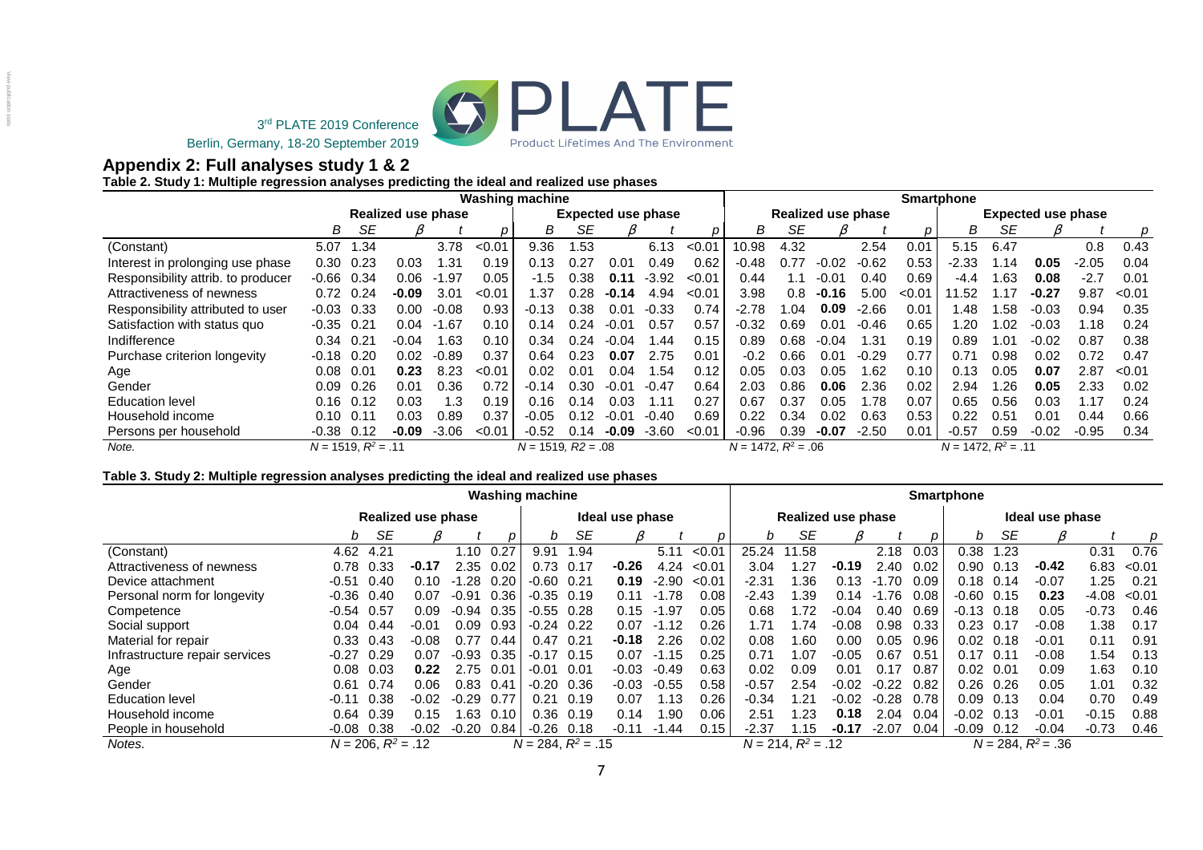## Appendix 2: Full analyses study 1 & 2

**Table 2. Study 1: Multiple regression analyses predicting the ideal and realized use phases**

| | Washing machine | | | | | | | | | | Smartphone | | | | | | | | | |
|---|---|---|---|---|---|---|---|---|---|---|---|---|---|---|---|---|---|---|---|---|
| | Realized use phase | | | | | Expected use phase | | | | | Realized use phase | | | | | Expected use phase | | | | |
| | *B* | *SE* | *β* | *t* | *p* | *B* | *SE* | *β* | *t* | *p* | *B* | *SE* | *β* | *t* | *p* | *B* | *SE* | *β* | *t* | *p* |
| (Constant) | 5.07 | 1.34 | | 3.78 | <0.01 | 9.36 | 1.53 | | 6.13 | <0.01 | 10.98 | 4.32 | | 2.54 | 0.01 | 5.15 | 6.47 | | 0.8 | 0.43 |
| Interest in prolonging use phase | 0.30 | 0.23 | 0.03 | 1.31 | 0.19 | 0.13 | 0.27 | 0.01 | 0.49 | 0.62 | -0.48 | 0.77 | -0.02 | -0.62 | 0.53 | -2.33 | 1.14 | **0.05** | -2.05 | 0.04 |
| Responsibility attrib. to producer | -0.66 | 0.34 | 0.06 | -1.97 | 0.05 | -1.5 | 0.38 | **0.11** | -3.92 | <0.01 | 0.44 | 1.1 | -0.01 | 0.40 | 0.69 | -4.4 | 1.63 | **0.08** | -2.7 | 0.01 |
| Attractiveness of newness | 0.72 | 0.24 | **-0.09** | 3.01 | <0.01 | 1.37 | 0.28 | **-0.14** | 4.94 | <0.01 | 3.98 | 0.8 | **-0.16** | 5.00 | <0.01 | 11.52 | 1.17 | **-0.27** | 9.87 | <0.01 |
| Responsibility attributed to user | -0.03 | 0.33 | 0.00 | -0.08 | 0.93 | -0.13 | 0.38 | 0.01 | -0.33 | 0.74 | -2.78 | 1.04 | **0.09** | -2.66 | 0.01 | 1.48 | 1.58 | -0.03 | 0.94 | 0.35 |
| Satisfaction with status quo | -0.35 | 0.21 | 0.04 | -1.67 | 0.10 | 0.14 | 0.24 | -0.01 | 0.57 | 0.57 | -0.32 | 0.69 | 0.01 | -0.46 | 0.65 | 1.20 | 1.02 | -0.03 | 1.18 | 0.24 |
| Indifference | 0.34 | 0.21 | -0.04 | 1.63 | 0.10 | 0.34 | 0.24 | -0.04 | 1.44 | 0.15 | 0.89 | 0.68 | -0.04 | 1.31 | 0.19 | 0.89 | 1.01 | -0.02 | 0.87 | 0.38 |
| Purchase criterion longevity | -0.18 | 0.20 | 0.02 | -0.89 | 0.37 | 0.64 | 0.23 | **0.07** | 2.75 | 0.01 | -0.2 | 0.66 | 0.01 | -0.29 | 0.77 | 0.71 | 0.98 | 0.02 | 0.72 | 0.47 |
| Age | 0.08 | 0.01 | **0.23** | 8.23 | <0.01 | 0.02 | 0.01 | 0.04 | 1.54 | 0.12 | 0.05 | 0.03 | 0.05 | 1.62 | 0.10 | 0.13 | 0.05 | **0.07** | 2.87 | <0.01 |
| Gender | 0.09 | 0.26 | 0.01 | 0.36 | 0.72 | -0.14 | 0.30 | -0.01 | -0.47 | 0.64 | 2.03 | 0.86 | **0.06** | 2.36 | 0.02 | 2.94 | 1.26 | **0.05** | 2.33 | 0.02 |
| Education level | 0.16 | 0.12 | 0.03 | 1.3 | 0.19 | 0.16 | 0.14 | 0.03 | 1.11 | 0.27 | 0.67 | 0.37 | 0.05 | 1.78 | 0.07 | 0.65 | 0.56 | 0.03 | 1.17 | 0.24 |
| Household income | 0.10 | 0.11 | 0.03 | 0.89 | 0.37 | -0.05 | 0.12 | -0.01 | -0.40 | 0.69 | 0.22 | 0.34 | 0.02 | 0.63 | 0.53 | 0.22 | 0.51 | 0.01 | 0.44 | 0.66 |
| Persons per household | -0.38 | 0.12 | **-0.09** | -3.06 | <0.01 | -0.52 | 0.14 | **-0.09** | -3.60 | <0.01 | -0.96 | 0.39 | **-0.07** | -2.50 | 0.01 | -0.57 | 0.59 | -0.02 | -0.95 | 0.34 |
| *Note.* | $N = 1519, R^2 = .11$ | | | | | $N = 1519, R2 = .08$ | | | | | $N = 1472, R^2 = .06$ | | | | | $N = 1472, R^2 = .11$ | | | | |

**Table 3. Study 2: Multiple regression analyses predicting the ideal and realized use phases**

| | Washing machine | | | | | | | | | | Smartphone | | | | | | | | | |
|---|---|---|---|---|---|---|---|---|---|---|---|---|---|---|---|---|---|---|---|---|
| | Realized use phase | | | | | Ideal use phase | | | | | Realized use phase | | | | | Ideal use phase | | | | |
| | *b* | *SE* | *β* | *t* | *p* | *b* | *SE* | *β* | *t* | *p* | *b* | *SE* | *β* | *t* | *p* | *b* | *SE* | *β* | *t* | *p* |
| (Constant) | 4.62 | 4.21 | | 1.10 | 0.27 | 9.91 | 1.94 | | 5.11 | <0.01 | 25.24 | 11.58 | | 2.18 | 0.03 | 0.38 | 1.23 | | 0.31 | 0.76 |
| Attractiveness of newness | 0.78 | 0.33 | **-0.17** | 2.35 | 0.02 | 0.73 | 0.17 | **-0.26** | 4.24 | <0.01 | 3.04 | 1.27 | **-0.19** | 2.40 | 0.02 | 0.90 | 0.13 | **-0.42** | 6.83 | <0.01 |
| Device attachment | -0.51 | 0.40 | 0.10 | -1.28 | 0.20 | -0.60 | 0.21 | **0.19** | -2.90 | <0.01 | -2.31 | 1.36 | 0.13 | -1.70 | 0.09 | 0.18 | 0.14 | -0.07 | 1.25 | 0.21 |
| Personal norm for longevity | -0.36 | 0.40 | 0.07 | -0.91 | 0.36 | -0.35 | 0.19 | 0.11 | -1.78 | 0.08 | -2.43 | 1.39 | 0.14 | -1.76 | 0.08 | -0.60 | 0.15 | **0.23** | -4.08 | <0.01 |
| Competence | -0.54 | 0.57 | 0.09 | -0.94 | 0.35 | -0.55 | 0.28 | 0.15 | -1.97 | 0.05 | 0.68 | 1.72 | -0.04 | 0.40 | 0.69 | -0.13 | 0.18 | 0.05 | -0.73 | 0.46 |
| Social support | 0.04 | 0.44 | -0.01 | 0.09 | 0.93 | -0.24 | 0.22 | 0.07 | -1.12 | 0.26 | 1.71 | 1.74 | -0.08 | 0.98 | 0.33 | 0.23 | 0.17 | -0.08 | 1.38 | 0.17 |
| Material for repair | 0.33 | 0.43 | -0.08 | 0.77 | 0.44 | 0.47 | 0.21 | **-0.18** | 2.26 | 0.02 | 0.08 | 1.60 | 0.00 | 0.05 | 0.96 | 0.02 | 0.18 | -0.01 | 0.11 | 0.91 |
| Infrastructure repair services | -0.27 | 0.29 | 0.07 | -0.93 | 0.35 | -0.17 | 0.15 | 0.07 | -1.15 | 0.25 | 0.71 | 1.07 | -0.05 | 0.67 | 0.51 | 0.17 | 0.11 | -0.08 | 1.54 | 0.13 |
| Age | 0.08 | 0.03 | **0.22** | 2.75 | 0.01 | -0.01 | 0.01 | -0.03 | -0.49 | 0.63 | 0.02 | 0.09 | 0.01 | 0.17 | 0.87 | 0.02 | 0.01 | 0.09 | 1.63 | 0.10 |
| Gender | 0.61 | 0.74 | 0.06 | 0.83 | 0.41 | -0.20 | 0.36 | -0.03 | -0.55 | 0.58 | -0.57 | 2.54 | -0.02 | -0.22 | 0.82 | 0.26 | 0.26 | 0.05 | 1.01 | 0.32 |
| Education level | -0.11 | 0.38 | -0.02 | -0.29 | 0.77 | 0.21 | 0.19 | 0.07 | 1.13 | 0.26 | -0.34 | 1.21 | -0.02 | -0.28 | 0.78 | 0.09 | 0.13 | 0.04 | 0.70 | 0.49 |
| Household income | 0.64 | 0.39 | 0.15 | 1.63 | 0.10 | 0.36 | 0.19 | 0.14 | 1.90 | 0.06 | 2.51 | 1.23 | **0.18** | 2.04 | 0.04 | -0.02 | 0.13 | -0.01 | -0.15 | 0.88 |
| People in household | -0.08 | 0.38 | -0.02 | -0.20 | 0.84 | -0.26 | 0.18 | -0.11 | -1.44 | 0.15 | -2.37 | 1.15 | **-0.17** | -2.07 | 0.04 | -0.09 | 0.12 | -0.04 | -0.73 | 0.46 |
| *Notes.* | $N = 206, R^2 = .12$ | | | | | $N = 284, R^2 = .15$ | | | | | $N = 214, R^2 = .12$ | | | | | $N = 284, R^2 = .36$ | | | | |